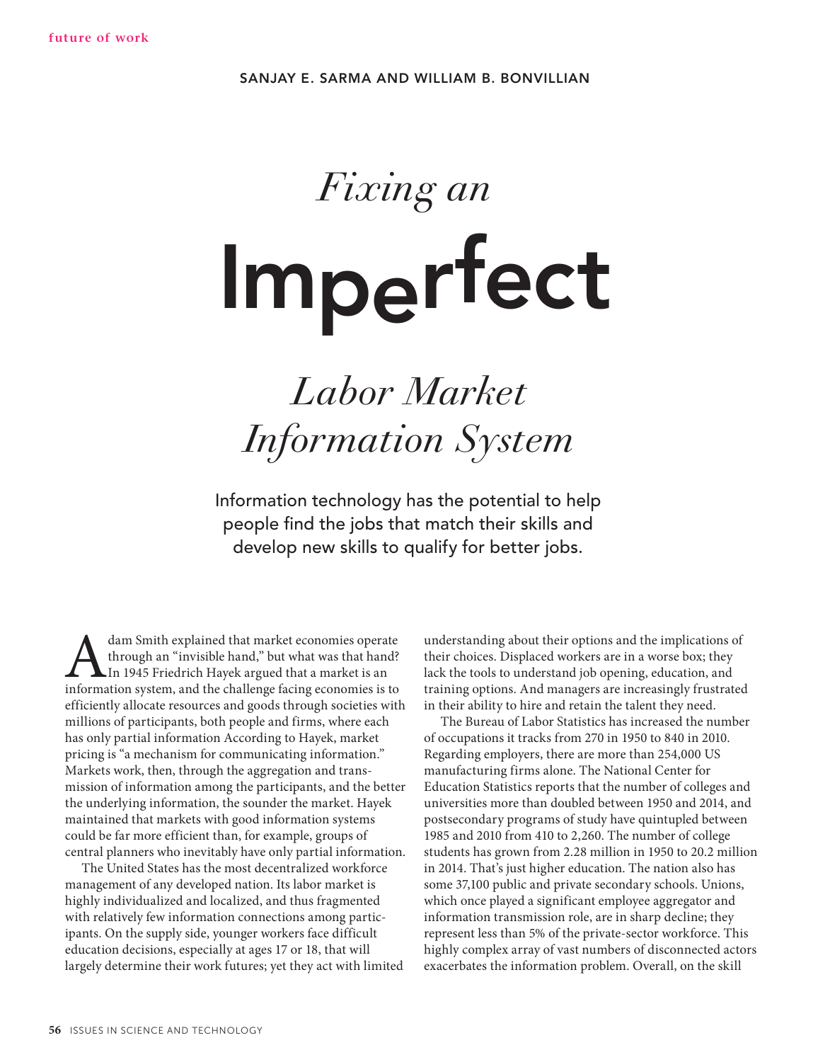SANJAY E. SARMA AND WILLIAM B. BONVILLIAN

# *Fixing an* Imperfect *Labor Market Information System*

Information technology has the potential to help people find the jobs that match their skills and develop new skills to qualify for better jobs.

Adam Smith explained that market economies operate through an "invisible hand," but what was that hand? In 1945 Friedrich Hayek argued that a market is an information system, and the challenge facing economies is to efficiently allocate resources and goods through societies with millions of participants, both people and firms, where each has only partial information According to Hayek, market pricing is "a mechanism for communicating information." Markets work, then, through the aggregation and transmission of information among the participants, and the better the underlying information, the sounder the market. Hayek maintained that markets with good information systems could be far more efficient than, for example, groups of central planners who inevitably have only partial information.

The United States has the most decentralized workforce management of any developed nation. Its labor market is highly individualized and localized, and thus fragmented with relatively few information connections among participants. On the supply side, younger workers face difficult education decisions, especially at ages 17 or 18, that will largely determine their work futures; yet they act with limited understanding about their options and the implications of their choices. Displaced workers are in a worse box; they lack the tools to understand job opening, education, and training options. And managers are increasingly frustrated in their ability to hire and retain the talent they need.

The Bureau of Labor Statistics has increased the number of occupations it tracks from 270 in 1950 to 840 in 2010. Regarding employers, there are more than 254,000 US manufacturing firms alone. The National Center for Education Statistics reports that the number of colleges and universities more than doubled between 1950 and 2014, and postsecondary programs of study have quintupled between 1985 and 2010 from 410 to 2,260. The number of college students has grown from 2.28 million in 1950 to 20.2 million in 2014. That's just higher education. The nation also has some 37,100 public and private secondary schools. Unions, which once played a significant employee aggregator and information transmission role, are in sharp decline; they represent less than 5% of the private-sector workforce. This highly complex array of vast numbers of disconnected actors exacerbates the information problem. Overall, on the skill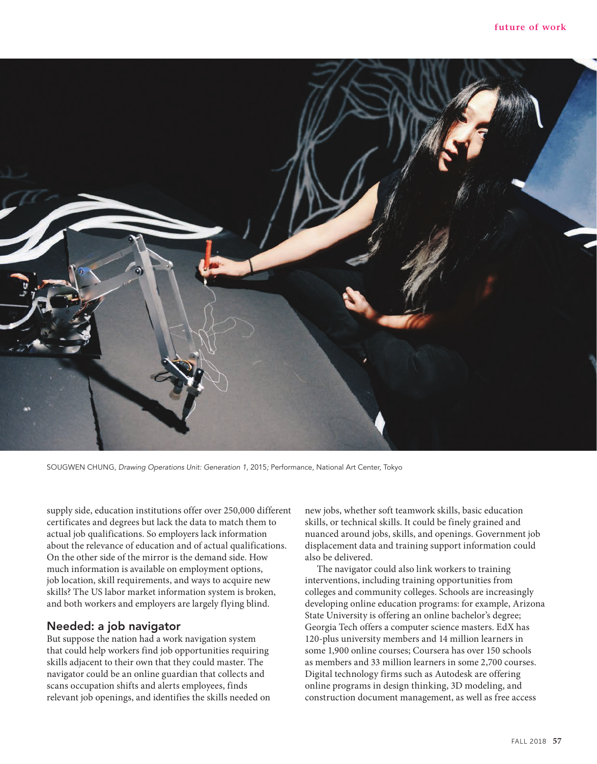SOUGWEN CHUNG, *Drawing Operations Unit: Generation 1*, 2015; Performance, National Art Center, Tokyo

supply side, education institutions offer over 250,000 different certificates and degrees but lack the data to match them to actual job qualifications. So employers lack information about the relevance of education and of actual qualifications. On the other side of the mirror is the demand side. How much information is available on employment options, job location, skill requirements, and ways to acquire new skills? The US labor market information system is broken, and both workers and employers are largely flying blind.

## Needed: a job navigator

But suppose the nation had a work navigation system that could help workers find job opportunities requiring skills adjacent to their own that they could master. The navigator could be an online guardian that collects and scans occupation shifts and alerts employees, finds relevant job openings, and identifies the skills needed on new jobs, whether soft teamwork skills, basic education skills, or technical skills. It could be finely grained and nuanced around jobs, skills, and openings. Government job displacement data and training support information could also be delivered.

The navigator could also link workers to training interventions, including training opportunities from colleges and community colleges. Schools are increasingly developing online education programs: for example, Arizona State University is offering an online bachelor's degree; Georgia Tech offers a computer science masters. EdX has 120-plus university members and 14 million learners in some 1,900 online courses; Coursera has over 150 schools as members and 33 million learners in some 2,700 courses. Digital technology firms such as Autodesk are offering online programs in design thinking, 3D modeling, and construction document management, as well as free access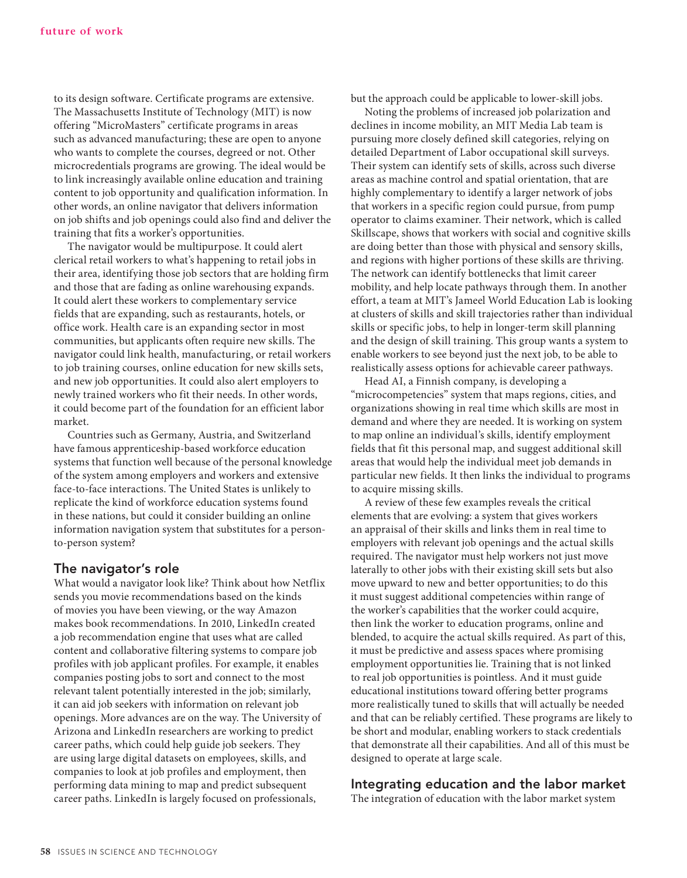to its design software. Certificate programs are extensive. The Massachusetts Institute of Technology (MIT) is now offering "MicroMasters" certificate programs in areas such as advanced manufacturing; these are open to anyone who wants to complete the courses, degreed or not. Other microcredentials programs are growing. The ideal would be to link increasingly available online education and training content to job opportunity and qualification information. In other words, an online navigator that delivers information on job shifts and job openings could also find and deliver the training that fits a worker's opportunities.

The navigator would be multipurpose. It could alert clerical retail workers to what's happening to retail jobs in their area, identifying those job sectors that are holding firm and those that are fading as online warehousing expands. It could alert these workers to complementary service fields that are expanding, such as restaurants, hotels, or office work. Health care is an expanding sector in most communities, but applicants often require new skills. The navigator could link health, manufacturing, or retail workers to job training courses, online education for new skills sets, and new job opportunities. It could also alert employers to newly trained workers who fit their needs. In other words, it could become part of the foundation for an efficient labor market.

Countries such as Germany, Austria, and Switzerland have famous apprenticeship-based workforce education systems that function well because of the personal knowledge of the system among employers and workers and extensive face-to-face interactions. The United States is unlikely to replicate the kind of workforce education systems found in these nations, but could it consider building an online information navigation system that substitutes for a person-to-person system?

## The navigator's role

What would a navigator look like? Think about how Netflix sends you movie recommendations based on the kinds of movies you have been viewing, or the way Amazon makes book recommendations. In 2010, LinkedIn created a job recommendation engine that uses what are called content and collaborative filtering systems to compare job profiles with job applicant profiles. For example, it enables companies posting jobs to sort and connect to the most relevant talent potentially interested in the job; similarly, it can aid job seekers with information on relevant job openings. More advances are on the way. The University of Arizona and LinkedIn researchers are working to predict career paths, which could help guide job seekers. They are using large digital datasets on employees, skills, and companies to look at job profiles and employment, then performing data mining to map and predict subsequent career paths. LinkedIn is largely focused on professionals, but the approach could be applicable to lower-skill jobs.

Noting the problems of increased job polarization and declines in income mobility, an MIT Media Lab team is pursuing more closely defined skill categories, relying on detailed Department of Labor occupational skill surveys. Their system can identify sets of skills, across such diverse areas as machine control and spatial orientation, that are highly complementary to identify a larger network of jobs that workers in a specific region could pursue, from pump operator to claims examiner. Their network, which is called Skillscape, shows that workers with social and cognitive skills are doing better than those with physical and sensory skills, and regions with higher portions of these skills are thriving. The network can identify bottlenecks that limit career mobility, and help locate pathways through them. In another effort, a team at MIT's Jameel World Education Lab is looking at clusters of skills and skill trajectories rather than individual skills or specific jobs, to help in longer-term skill planning and the design of skill training. This group wants a system to enable workers to see beyond just the next job, to be able to realistically assess options for achievable career pathways.

Head AI, a Finnish company, is developing a "microcompetencies" system that maps regions, cities, and organizations showing in real time which skills are most in demand and where they are needed. It is working on system to map online an individual's skills, identify employment fields that fit this personal map, and suggest additional skill areas that would help the individual meet job demands in particular new fields. It then links the individual to programs to acquire missing skills.

A review of these few examples reveals the critical elements that are evolving: a system that gives workers an appraisal of their skills and links them in real time to employers with relevant job openings and the actual skills required. The navigator must help workers not just move laterally to other jobs with their existing skill sets but also move upward to new and better opportunities; to do this it must suggest additional competencies within range of the worker's capabilities that the worker could acquire, then link the worker to education programs, online and blended, to acquire the actual skills required. As part of this, it must be predictive and assess spaces where promising employment opportunities lie. Training that is not linked to real job opportunities is pointless. And it must guide educational institutions toward offering better programs more realistically tuned to skills that will actually be needed and that can be reliably certified. These programs are likely to be short and modular, enabling workers to stack credentials that demonstrate all their capabilities. And all of this must be designed to operate at large scale.

## Integrating education and the labor market

The integration of education with the labor market system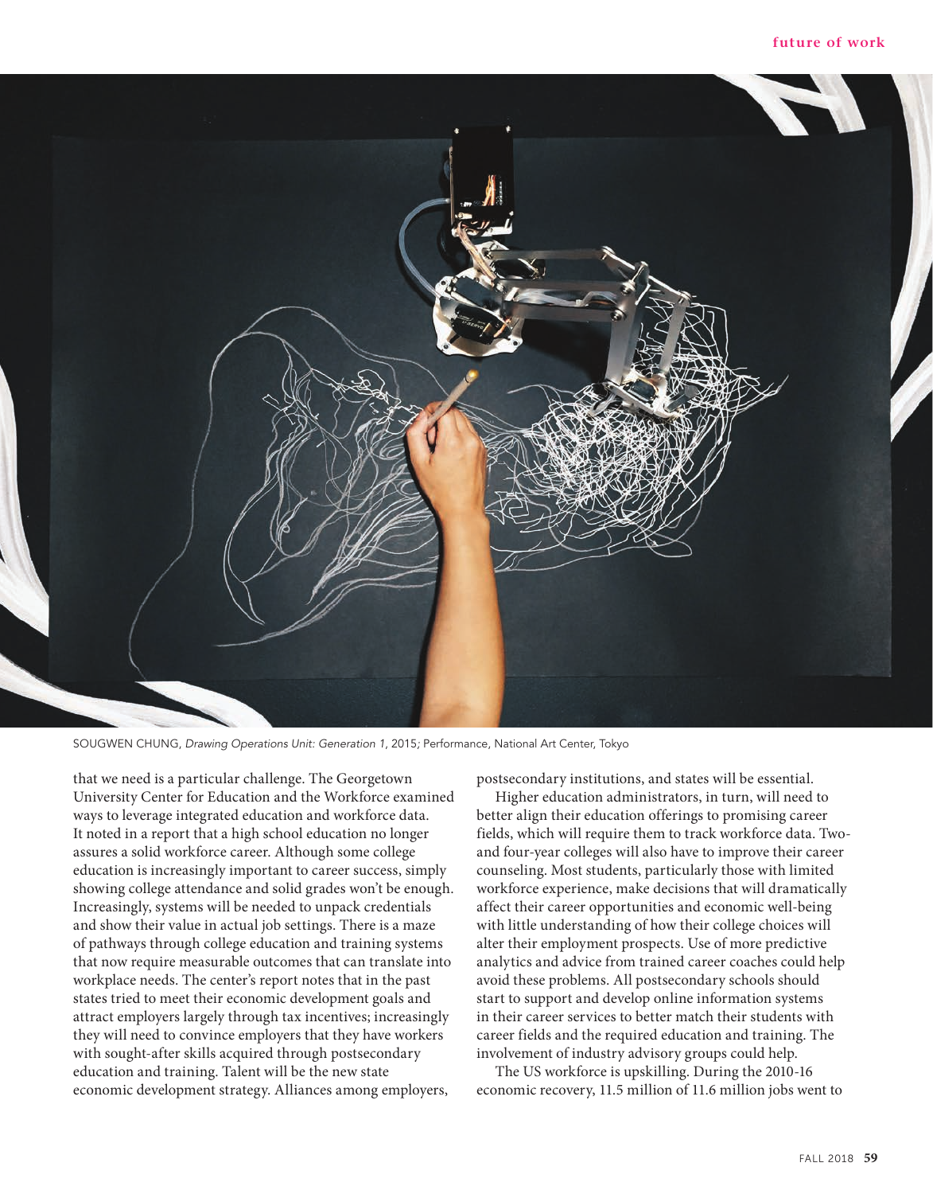SOUGWEN CHUNG, *Drawing Operations Unit: Generation 1*, 2015; Performance, National Art Center, Tokyo

that we need is a particular challenge. The Georgetown University Center for Education and the Workforce examined ways to leverage integrated education and workforce data. It noted in a report that a high school education no longer assures a solid workforce career. Although some college education is increasingly important to career success, simply showing college attendance and solid grades won't be enough. Increasingly, systems will be needed to unpack credentials and show their value in actual job settings. There is a maze of pathways through college education and training systems that now require measurable outcomes that can translate into workplace needs. The center's report notes that in the past states tried to meet their economic development goals and attract employers largely through tax incentives; increasingly they will need to convince employers that they have workers with sought-after skills acquired through postsecondary education and training. Talent will be the new state economic development strategy. Alliances among employers, postsecondary institutions, and states will be essential.

Higher education administrators, in turn, will need to better align their education offerings to promising career fields, which will require them to track workforce data. Two- and four-year colleges will also have to improve their career counseling. Most students, particularly those with limited workforce experience, make decisions that will dramatically affect their career opportunities and economic well-being with little understanding of how their college choices will alter their employment prospects. Use of more predictive analytics and advice from trained career coaches could help avoid these problems. All postsecondary schools should start to support and develop online information systems in their career services to better match their students with career fields and the required education and training. The involvement of industry advisory groups could help.

The US workforce is upskilling. During the 2010-16 economic recovery, 11.5 million of 11.6 million jobs went to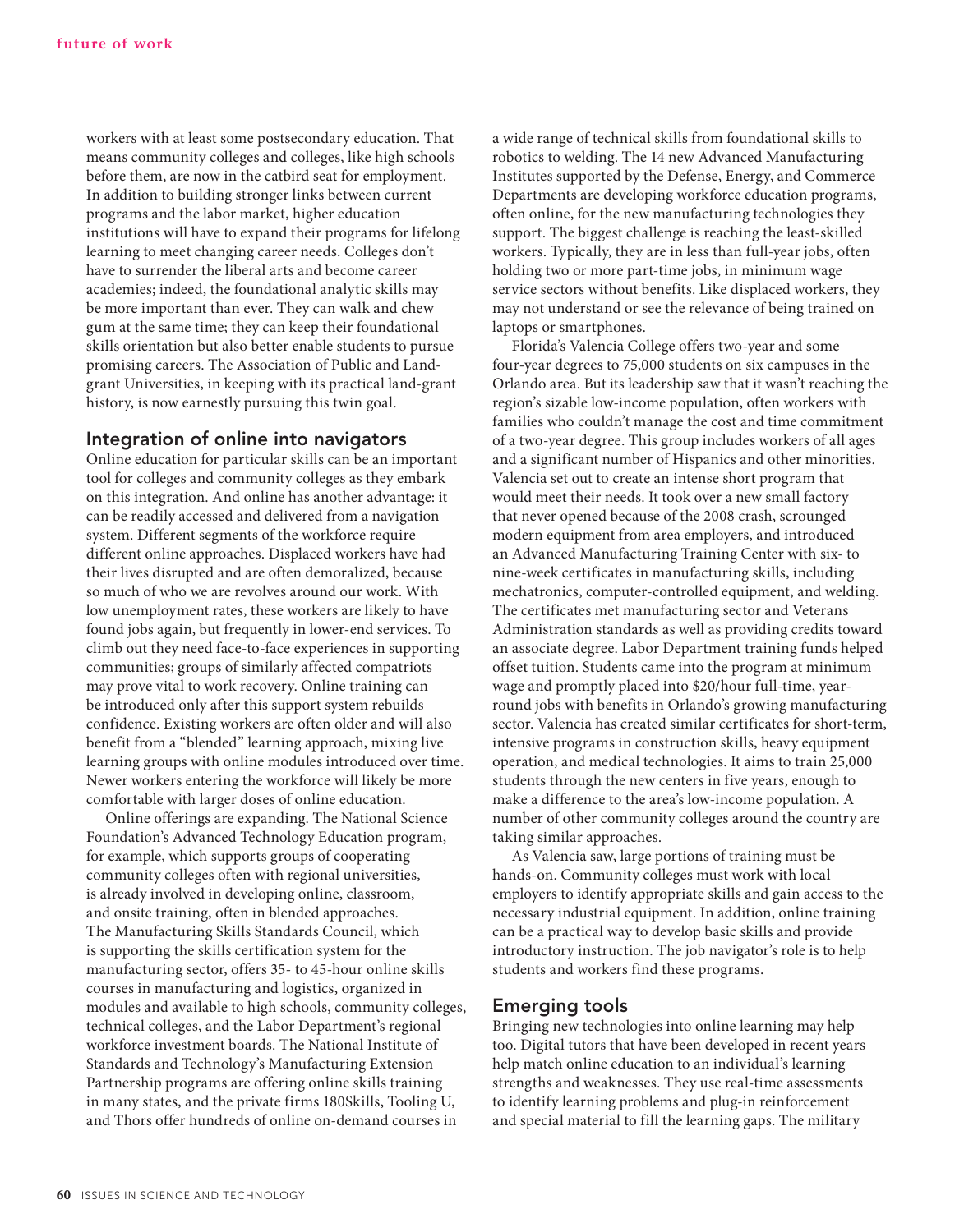workers with at least some postsecondary education. That means community colleges and colleges, like high schools before them, are now in the catbird seat for employment. In addition to building stronger links between current programs and the labor market, higher education institutions will have to expand their programs for lifelong learning to meet changing career needs. Colleges don't have to surrender the liberal arts and become career academies; indeed, the foundational analytic skills may be more important than ever. They can walk and chew gum at the same time; they can keep their foundational skills orientation but also better enable students to pursue promising careers. The Association of Public and Land-grant Universities, in keeping with its practical land-grant history, is now earnestly pursuing this twin goal.

## Integration of online into navigators

Online education for particular skills can be an important tool for colleges and community colleges as they embark on this integration. And online has another advantage: it can be readily accessed and delivered from a navigation system. Different segments of the workforce require different online approaches. Displaced workers have had their lives disrupted and are often demoralized, because so much of who we are revolves around our work. With low unemployment rates, these workers are likely to have found jobs again, but frequently in lower-end services. To climb out they need face-to-face experiences in supporting communities; groups of similarly affected compatriots may prove vital to work recovery. Online training can be introduced only after this support system rebuilds confidence. Existing workers are often older and will also benefit from a "blended" learning approach, mixing live learning groups with online modules introduced over time. Newer workers entering the workforce will likely be more comfortable with larger doses of online education.

Online offerings are expanding. The National Science Foundation's Advanced Technology Education program, for example, which supports groups of cooperating community colleges often with regional universities, is already involved in developing online, classroom, and onsite training, often in blended approaches. The Manufacturing Skills Standards Council, which is supporting the skills certification system for the manufacturing sector, offers 35- to 45-hour online skills courses in manufacturing and logistics, organized in modules and available to high schools, community colleges, technical colleges, and the Labor Department's regional workforce investment boards. The National Institute of Standards and Technology's Manufacturing Extension Partnership programs are offering online skills training in many states, and the private firms 180Skills, Tooling U, and Thors offer hundreds of online on-demand courses in a wide range of technical skills from foundational skills to robotics to welding. The 14 new Advanced Manufacturing Institutes supported by the Defense, Energy, and Commerce Departments are developing workforce education programs, often online, for the new manufacturing technologies they support. The biggest challenge is reaching the least-skilled workers. Typically, they are in less than full-year jobs, often holding two or more part-time jobs, in minimum wage service sectors without benefits. Like displaced workers, they may not understand or see the relevance of being trained on laptops or smartphones.

Florida's Valencia College offers two-year and some four-year degrees to 75,000 students on six campuses in the Orlando area. But its leadership saw that it wasn't reaching the region's sizable low-income population, often workers with families who couldn't manage the cost and time commitment of a two-year degree. This group includes workers of all ages and a significant number of Hispanics and other minorities. Valencia set out to create an intense short program that would meet their needs. It took over a new small factory that never opened because of the 2008 crash, scrounged modern equipment from area employers, and introduced an Advanced Manufacturing Training Center with six- to nine-week certificates in manufacturing skills, including mechatronics, computer-controlled equipment, and welding. The certificates met manufacturing sector and Veterans Administration standards as well as providing credits toward an associate degree. Labor Department training funds helped offset tuition. Students came into the program at minimum wage and promptly placed into $20/hour full-time, year-round jobs with benefits in Orlando's growing manufacturing sector. Valencia has created similar certificates for short-term, intensive programs in construction skills, heavy equipment operation, and medical technologies. It aims to train 25,000 students through the new centers in five years, enough to make a difference to the area's low-income population. A number of other community colleges around the country are taking similar approaches.

As Valencia saw, large portions of training must be hands-on. Community colleges must work with local employers to identify appropriate skills and gain access to the necessary industrial equipment. In addition, online training can be a practical way to develop basic skills and provide introductory instruction. The job navigator's role is to help students and workers find these programs.

## Emerging tools

Bringing new technologies into online learning may help too. Digital tutors that have been developed in recent years help match online education to an individual's learning strengths and weaknesses. They use real-time assessments to identify learning problems and plug-in reinforcement and special material to fill the learning gaps. The military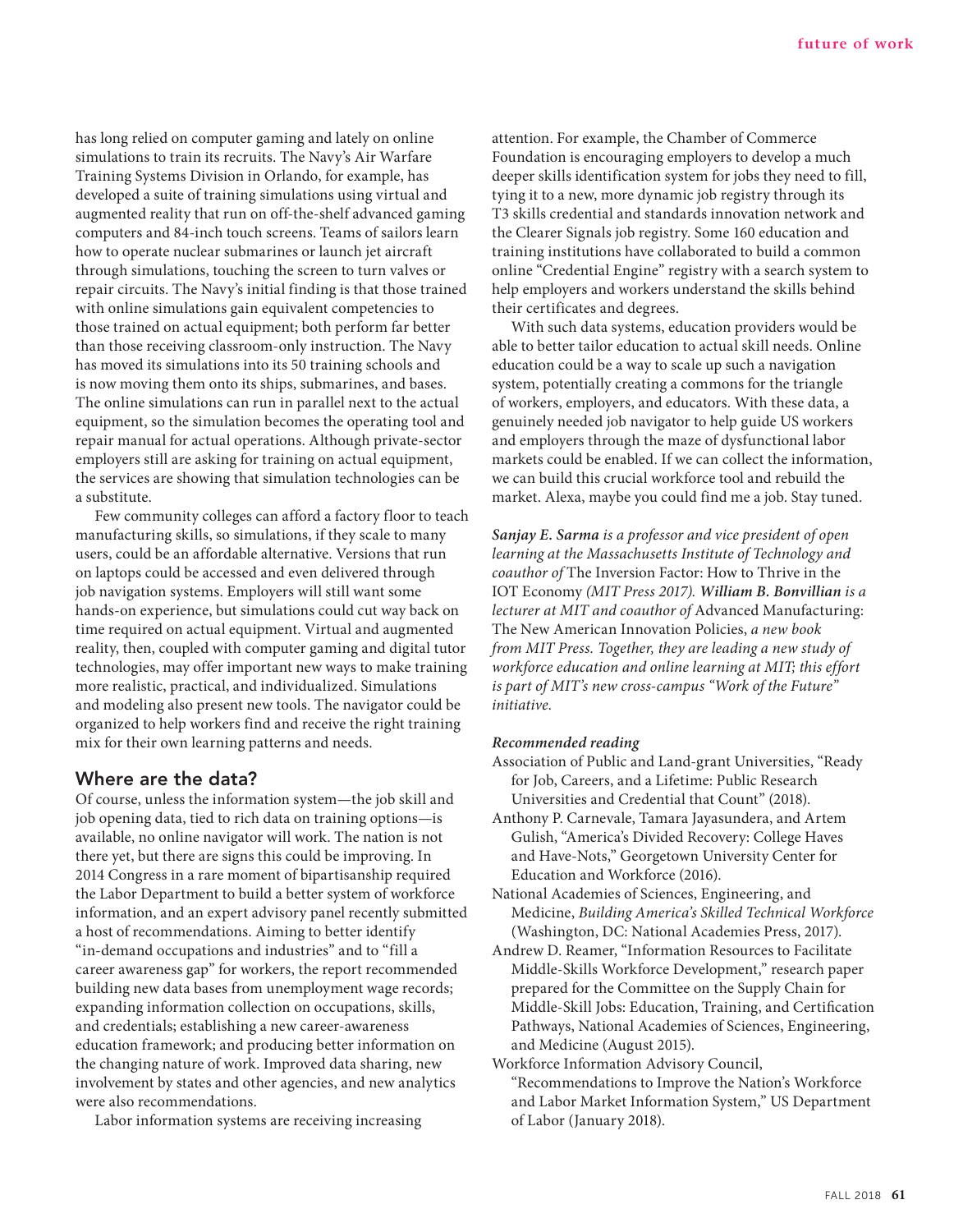has long relied on computer gaming and lately on online simulations to train its recruits. The Navy's Air Warfare Training Systems Division in Orlando, for example, has developed a suite of training simulations using virtual and augmented reality that run on off-the-shelf advanced gaming computers and 84-inch touch screens. Teams of sailors learn how to operate nuclear submarines or launch jet aircraft through simulations, touching the screen to turn valves or repair circuits. The Navy's initial finding is that those trained with online simulations gain equivalent competencies to those trained on actual equipment; both perform far better than those receiving classroom-only instruction. The Navy has moved its simulations into its 50 training schools and is now moving them onto its ships, submarines, and bases. The online simulations can run in parallel next to the actual equipment, so the simulation becomes the operating tool and repair manual for actual operations. Although private-sector employers still are asking for training on actual equipment, the services are showing that simulation technologies can be a substitute.

Few community colleges can afford a factory floor to teach manufacturing skills, so simulations, if they scale to many users, could be an affordable alternative. Versions that run on laptops could be accessed and even delivered through job navigation systems. Employers will still want some hands-on experience, but simulations could cut way back on time required on actual equipment. Virtual and augmented reality, then, coupled with computer gaming and digital tutor technologies, may offer important new ways to make training more realistic, practical, and individualized. Simulations and modeling also present new tools. The navigator could be organized to help workers find and receive the right training mix for their own learning patterns and needs.

## Where are the data?

Of course, unless the information system—the job skill and job opening data, tied to rich data on training options—is available, no online navigator will work. The nation is not there yet, but there are signs this could be improving. In 2014 Congress in a rare moment of bipartisanship required the Labor Department to build a better system of workforce information, and an expert advisory panel recently submitted a host of recommendations. Aiming to better identify "in-demand occupations and industries" and to "fill a career awareness gap" for workers, the report recommended building new data bases from unemployment wage records; expanding information collection on occupations, skills, and credentials; establishing a new career-awareness education framework; and producing better information on the changing nature of work. Improved data sharing, new involvement by states and other agencies, and new analytics were also recommendations.

Labor information systems are receiving increasing attention. For example, the Chamber of Commerce Foundation is encouraging employers to develop a much deeper skills identification system for jobs they need to fill, tying it to a new, more dynamic job registry through its T3 skills credential and standards innovation network and the Clearer Signals job registry. Some 160 education and training institutions have collaborated to build a common online "Credential Engine" registry with a search system to help employers and workers understand the skills behind their certificates and degrees.

With such data systems, education providers would be able to better tailor education to actual skill needs. Online education could be a way to scale up such a navigation system, potentially creating a commons for the triangle of workers, employers, and educators. With these data, a genuinely needed job navigator to help guide US workers and employers through the maze of dysfunctional labor markets could be enabled. If we can collect the information, we can build this crucial workforce tool and rebuild the market. Alexa, maybe you could find me a job. Stay tuned.

***Sanjay E. Sarma*** *is a professor and vice president of open learning at the Massachusetts Institute of Technology and coauthor of* The Inversion Factor: How to Thrive in the IOT Economy *(MIT Press 2017).* ***William B. Bonvillian*** *is a lecturer at MIT and coauthor of* Advanced Manufacturing: The New American Innovation Policies, *a new book from MIT Press. Together, they are leading a new study of workforce education and online learning at MIT; this effort is part of MIT's new cross-campus "Work of the Future" initiative.*

### *Recommended reading*

Association of Public and Land-grant Universities, "Ready for Job, Careers, and a Lifetime: Public Research Universities and Credential that Count" (2018).

Anthony P. Carnevale, Tamara Jayasundera, and Artem Gulish, "America's Divided Recovery: College Haves and Have-Nots," Georgetown University Center for Education and Workforce (2016).

National Academies of Sciences, Engineering, and Medicine, *Building America's Skilled Technical Workforce* (Washington, DC: National Academies Press, 2017).

Andrew D. Reamer, "Information Resources to Facilitate Middle-Skills Workforce Development," research paper prepared for the Committee on the Supply Chain for Middle-Skill Jobs: Education, Training, and Certification Pathways, National Academies of Sciences, Engineering, and Medicine (August 2015).

Workforce Information Advisory Council, "Recommendations to Improve the Nation's Workforce and Labor Market Information System," US Department of Labor (January 2018).